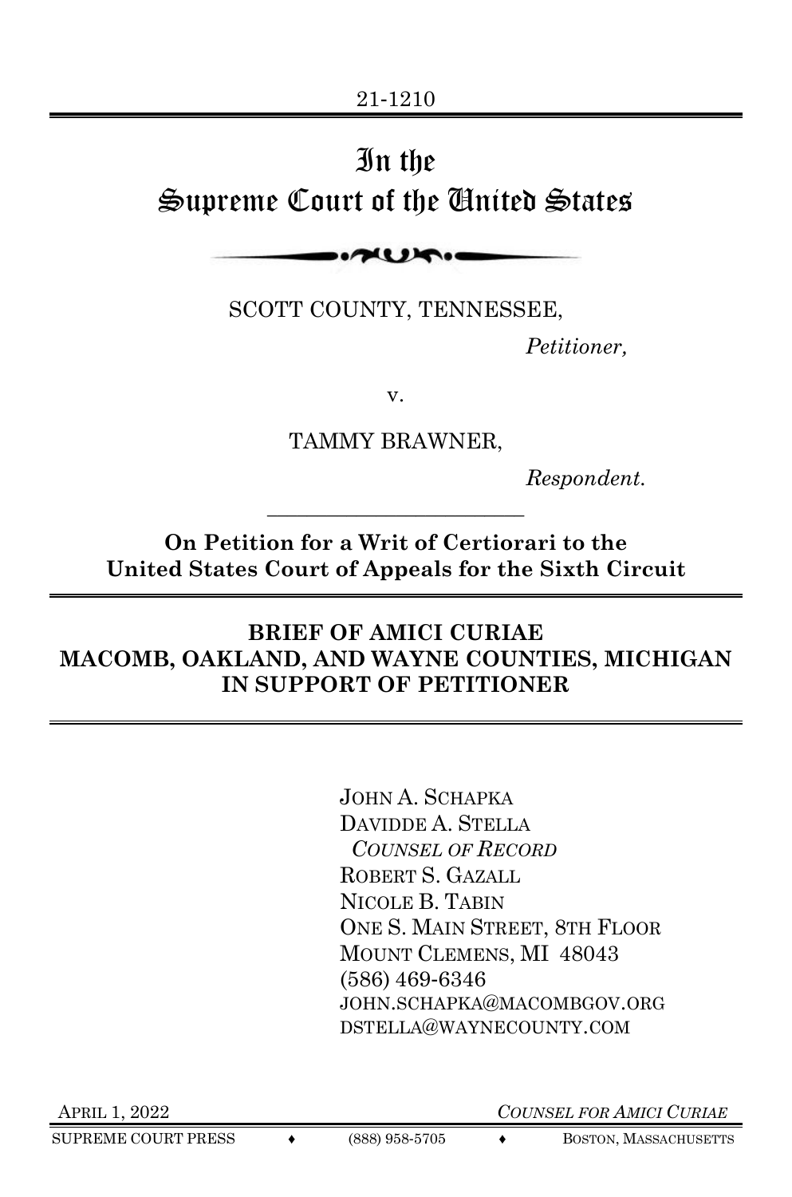21-1210

# In the Supreme Court of the United States

SCOTT COUNTY, TENNESSEE,

*Petitioner,*

v.

TAMMY BRAWNER,

*Respondent.*

---

**On Petition for a Writ of Certiorari to the United States Court of Appeals for the Sixth Circuit**

## BRIEF OF AMICI CURIAE MACOMB, OAKLAND, AND WAYNE COUNTIES, MICHIGAN IN SUPPORT OF PETITIONER

JOHN A. SCHAPKA
DAVIDDE A. STELLA
*COUNSEL OF RECORD*
ROBERT S. GAZALL
NICOLE B. TABIN
ONE S. MAIN STREET, 8TH FLOOR
MOUNT CLEMENS, MI 48043
(586) 469-6346
JOHN.SCHAPKA@MACOMBGOV.ORG
DSTELLA@WAYNECOUNTY.COM

APRIL 1, 2022

*COUNSEL FOR AMICI CURIAE*

SUPREME COURT PRESS ♦ (888) 958-5705 ♦ BOSTON, MASSACHUSETTS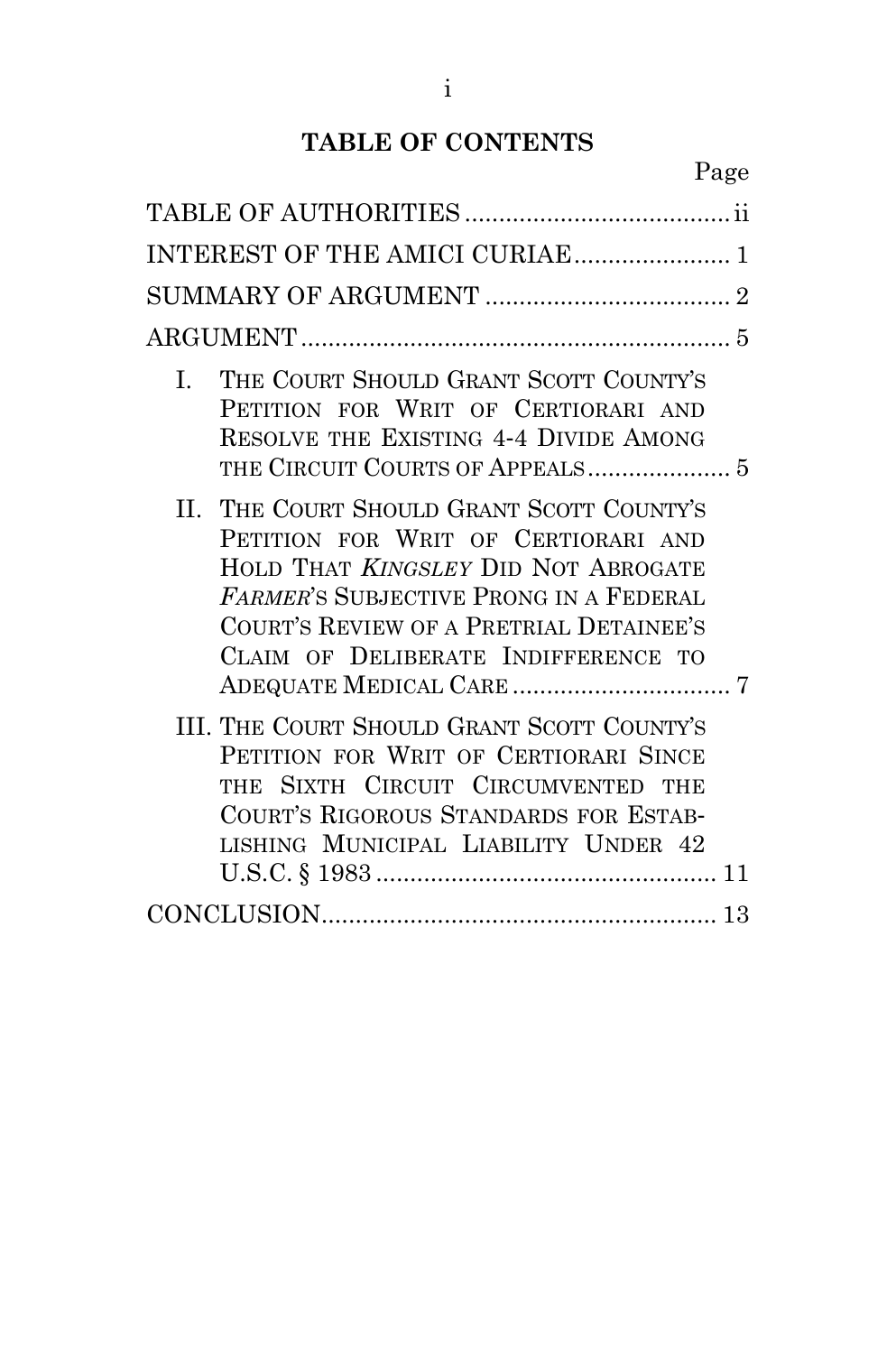## TABLE OF CONTENTS

| | Page |
|---|---|
| TABLE OF AUTHORITIES | ii |
| INTEREST OF THE AMICI CURIAE | 1 |
| SUMMARY OF ARGUMENT | 2 |
| ARGUMENT | 5 |
| I. THE COURT SHOULD GRANT SCOTT COUNTY'S PETITION FOR WRIT OF CERTIORARI AND RESOLVE THE EXISTING 4-4 DIVIDE AMONG THE CIRCUIT COURTS OF APPEALS | 5 |
| II. THE COURT SHOULD GRANT SCOTT COUNTY'S PETITION FOR WRIT OF CERTIORARI AND HOLD THAT *KINGSLEY* DID NOT ABROGATE *FARMER*'S SUBJECTIVE PRONG IN A FEDERAL COURT'S REVIEW OF A PRETRIAL DETAINEE'S CLAIM OF DELIBERATE INDIFFERENCE TO ADEQUATE MEDICAL CARE | 7 |
| III. THE COURT SHOULD GRANT SCOTT COUNTY'S PETITION FOR WRIT OF CERTIORARI SINCE THE SIXTH CIRCUIT CIRCUMVENTED THE COURT'S RIGOROUS STANDARDS FOR ESTABLISHING MUNICIPAL LIABILITY UNDER 42 U.S.C. § 1983 | 11 |
| CONCLUSION | 13 |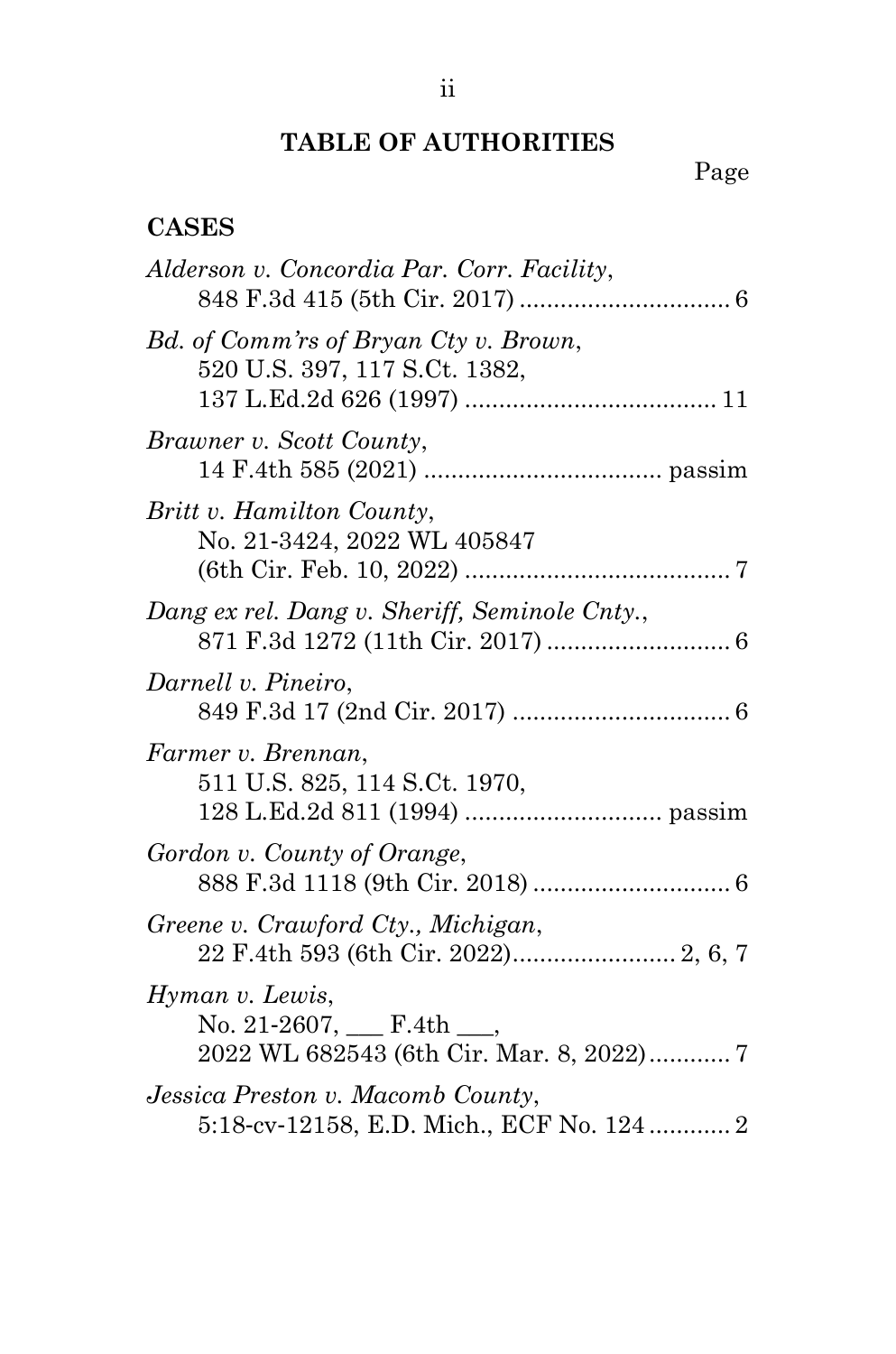## TABLE OF AUTHORITIES

Page

### CASES

*Alderson v. Concordia Par. Corr. Facility*,
848 F.3d 415 (5th Cir. 2017) ............................... 6

*Bd. of Comm'rs of Bryan Cty v. Brown*,
520 U.S. 397, 117 S.Ct. 1382,
137 L.Ed.2d 626 (1997) ..................................... 11

*Brawner v. Scott County*,
14 F.4th 585 (2021) ................................... passim

*Britt v. Hamilton County*,
No. 21-3424, 2022 WL 405847
(6th Cir. Feb. 10, 2022) ....................................... 7

*Dang ex rel. Dang v. Sheriff, Seminole Cnty.*,
871 F.3d 1272 (11th Cir. 2017) ........................... 6

*Darnell v. Pineiro*,
849 F.3d 17 (2nd Cir. 2017) ................................ 6

*Farmer v. Brennan*,
511 U.S. 825, 114 S.Ct. 1970,
128 L.Ed.2d 811 (1994) ............................. passim

*Gordon v. County of Orange*,
888 F.3d 1118 (9th Cir. 2018) ............................. 6

*Greene v. Crawford Cty., Michigan*,
22 F.4th 593 (6th Cir. 2022)........................ 2, 6, 7

*Hyman v. Lewis*,
No. 21-2607, ___ F.4th ___,
2022 WL 682543 (6th Cir. Mar. 8, 2022)............ 7

*Jessica Preston v. Macomb County*,
5:18-cv-12158, E.D. Mich., ECF No. 124 ............ 2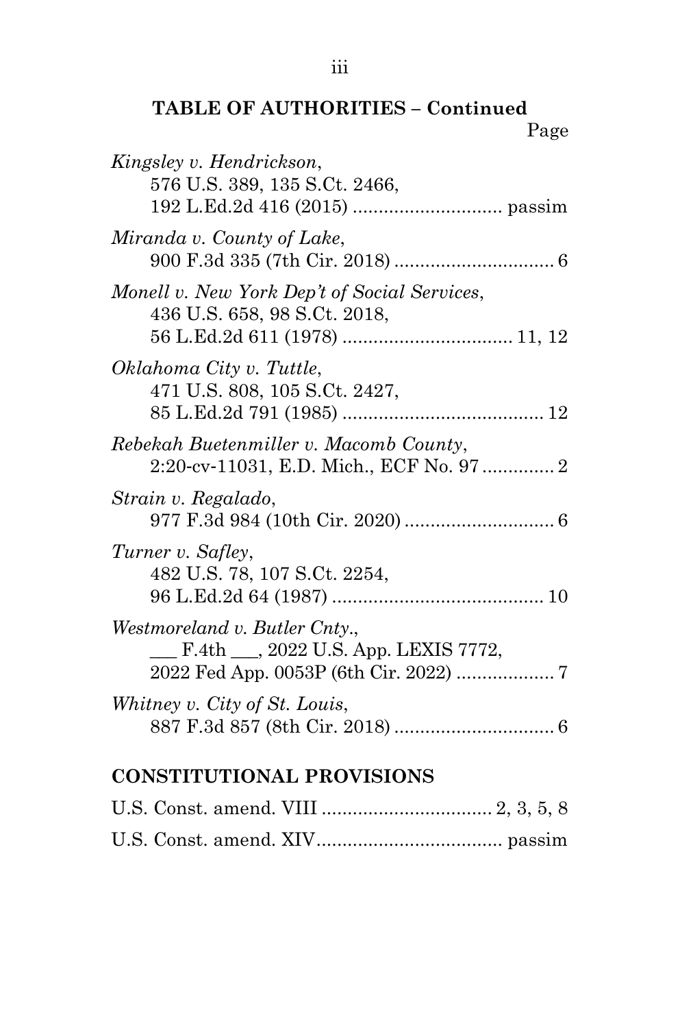**TABLE OF AUTHORITIES – Continued**

Page

*Kingsley v. Hendrickson*, 576 U.S. 389, 135 S.Ct. 2466, 192 L.Ed.2d 416 (2015) ............................ passim

*Miranda v. County of Lake*, 900 F.3d 335 (7th Cir. 2018) .............................. 6

*Monell v. New York Dep't of Social Services*, 436 U.S. 658, 98 S.Ct. 2018, 56 L.Ed.2d 611 (1978) ................................ 11, 12

*Oklahoma City v. Tuttle*, 471 U.S. 808, 105 S.Ct. 2427, 85 L.Ed.2d 791 (1985) ...................................... 12

*Rebekah Buetenmiller v. Macomb County*, 2:20-cv-11031, E.D. Mich., ECF No. 97 ............. 2

*Strain v. Regalado*, 977 F.3d 984 (10th Cir. 2020) ............................ 6

*Turner v. Safley*, 482 U.S. 78, 107 S.Ct. 2254, 96 L.Ed.2d 64 (1987) ........................................ 10

*Westmoreland v. Butler Cnty.*, ___ F.4th ___, 2022 U.S. App. LEXIS 7772, 2022 Fed App. 0053P (6th Cir. 2022) .................. 7

*Whitney v. City of St. Louis*, 887 F.3d 857 (8th Cir. 2018) .............................. 6

**CONSTITUTIONAL PROVISIONS**

U.S. Const. amend. VIII ................................ 2, 3, 5, 8

U.S. Const. amend. XIV................................... passim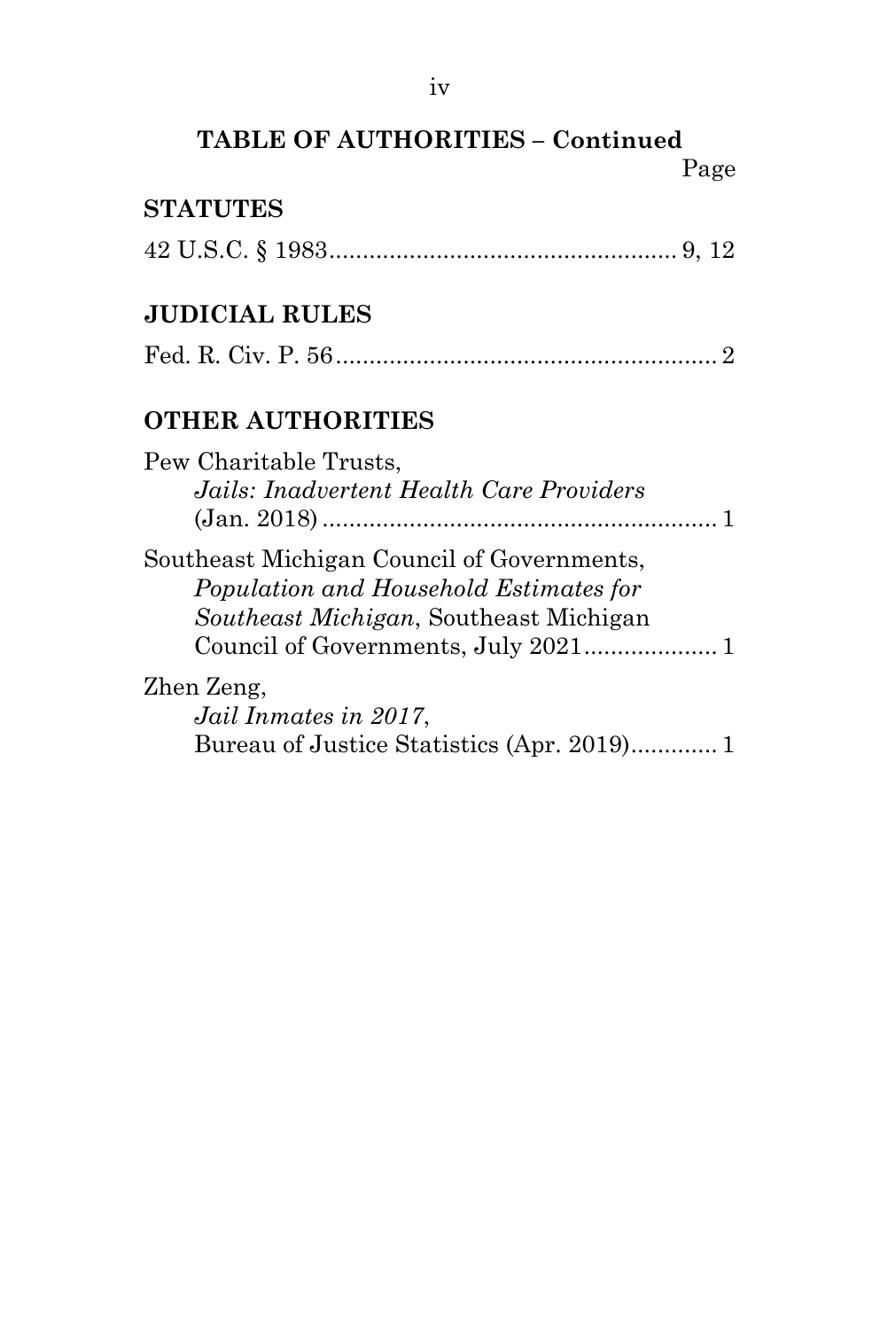## TABLE OF AUTHORITIES – Continued

Page

### STATUTES

42 U.S.C. § 1983.................................................... 9, 12

### JUDICIAL RULES

Fed. R. Civ. P. 56......................................................... 2

### OTHER AUTHORITIES

Pew Charitable Trusts,
*Jails: Inadvertent Health Care Providers* (Jan. 2018)........................................................... 1

Southeast Michigan Council of Governments,
*Population and Household Estimates for Southeast Michigan*, Southeast Michigan Council of Governments, July 2021.................... 1

Zhen Zeng,
*Jail Inmates in 2017*,
Bureau of Justice Statistics (Apr. 2019)............. 1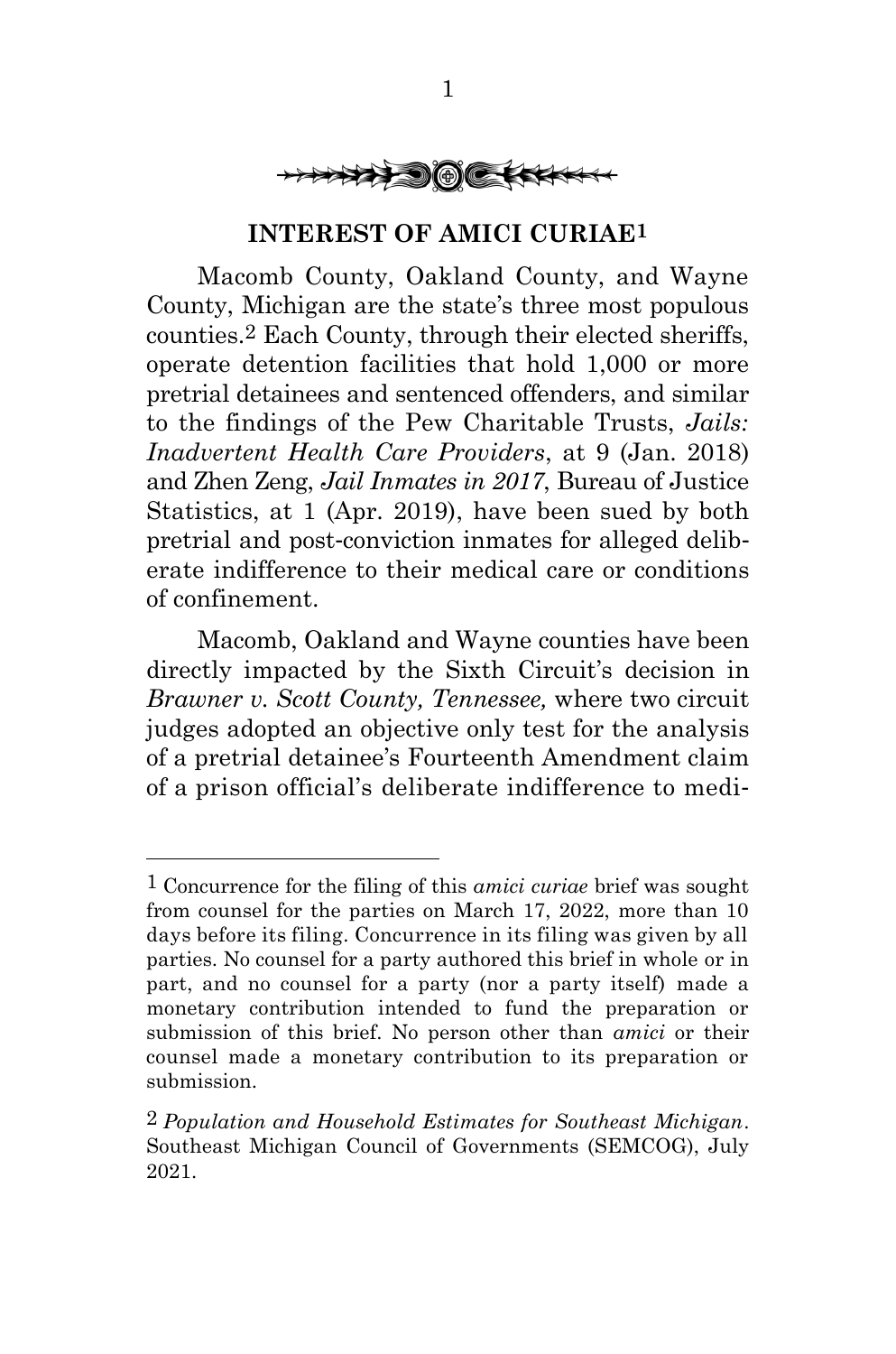## INTEREST OF AMICI CURIAE[1]

Macomb County, Oakland County, and Wayne County, Michigan are the state's three most populous counties.[2] Each County, through their elected sheriffs, operate detention facilities that hold 1,000 or more pretrial detainees and sentenced offenders, and similar to the findings of the Pew Charitable Trusts, *Jails: Inadvertent Health Care Providers*, at 9 (Jan. 2018) and Zhen Zeng, *Jail Inmates in 2017*, Bureau of Justice Statistics, at 1 (Apr. 2019), have been sued by both pretrial and post-conviction inmates for alleged deliberate indifference to their medical care or conditions of confinement.

Macomb, Oakland and Wayne counties have been directly impacted by the Sixth Circuit's decision in *Brawner v. Scott County, Tennessee,* where two circuit judges adopted an objective only test for the analysis of a pretrial detainee's Fourteenth Amendment claim of a prison official's deliberate indifference to medi-

---

[1] Concurrence for the filing of this *amici curiae* brief was sought from counsel for the parties on March 17, 2022, more than 10 days before its filing. Concurrence in its filing was given by all parties. No counsel for a party authored this brief in whole or in part, and no counsel for a party (nor a party itself) made a monetary contribution intended to fund the preparation or submission of this brief. No person other than *amici* or their counsel made a monetary contribution to its preparation or submission.

[2] *Population and Household Estimates for Southeast Michigan*. Southeast Michigan Council of Governments (SEMCOG), July 2021.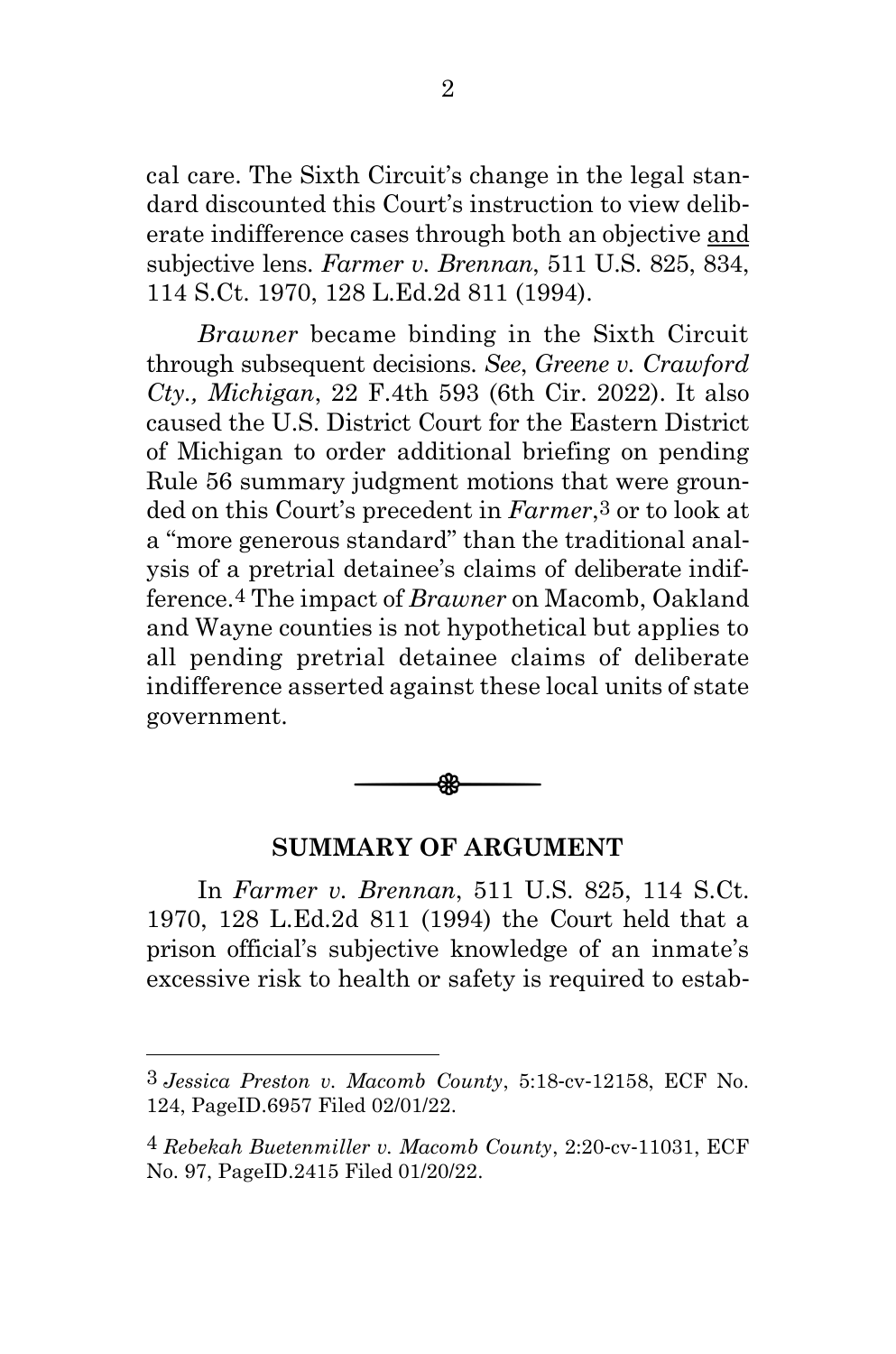cal care. The Sixth Circuit's change in the legal standard discounted this Court's instruction to view deliberate indifference cases through both an objective and subjective lens. *Farmer v. Brennan*, 511 U.S. 825, 834, 114 S.Ct. 1970, 128 L.Ed.2d 811 (1994).

*Brawner* became binding in the Sixth Circuit through subsequent decisions. *See*, *Greene v. Crawford Cty., Michigan*, 22 F.4th 593 (6th Cir. 2022). It also caused the U.S. District Court for the Eastern District of Michigan to order additional briefing on pending Rule 56 summary judgment motions that were grounded on this Court's precedent in *Farmer*,[3] or to look at a "more generous standard" than the traditional analysis of a pretrial detainee's claims of deliberate indifference.[4] The impact of *Brawner* on Macomb, Oakland and Wayne counties is not hypothetical but applies to all pending pretrial detainee claims of deliberate indifference asserted against these local units of state government.

## SUMMARY OF ARGUMENT

In *Farmer v. Brennan*, 511 U.S. 825, 114 S.Ct. 1970, 128 L.Ed.2d 811 (1994) the Court held that a prison official's subjective knowledge of an inmate's excessive risk to health or safety is required to estab-

---

[3] *Jessica Preston v. Macomb County*, 5:18-cv-12158, ECF No. 124, PageID.6957 Filed 02/01/22.

[4] *Rebekah Buetenmiller v. Macomb County*, 2:20-cv-11031, ECF No. 97, PageID.2415 Filed 01/20/22.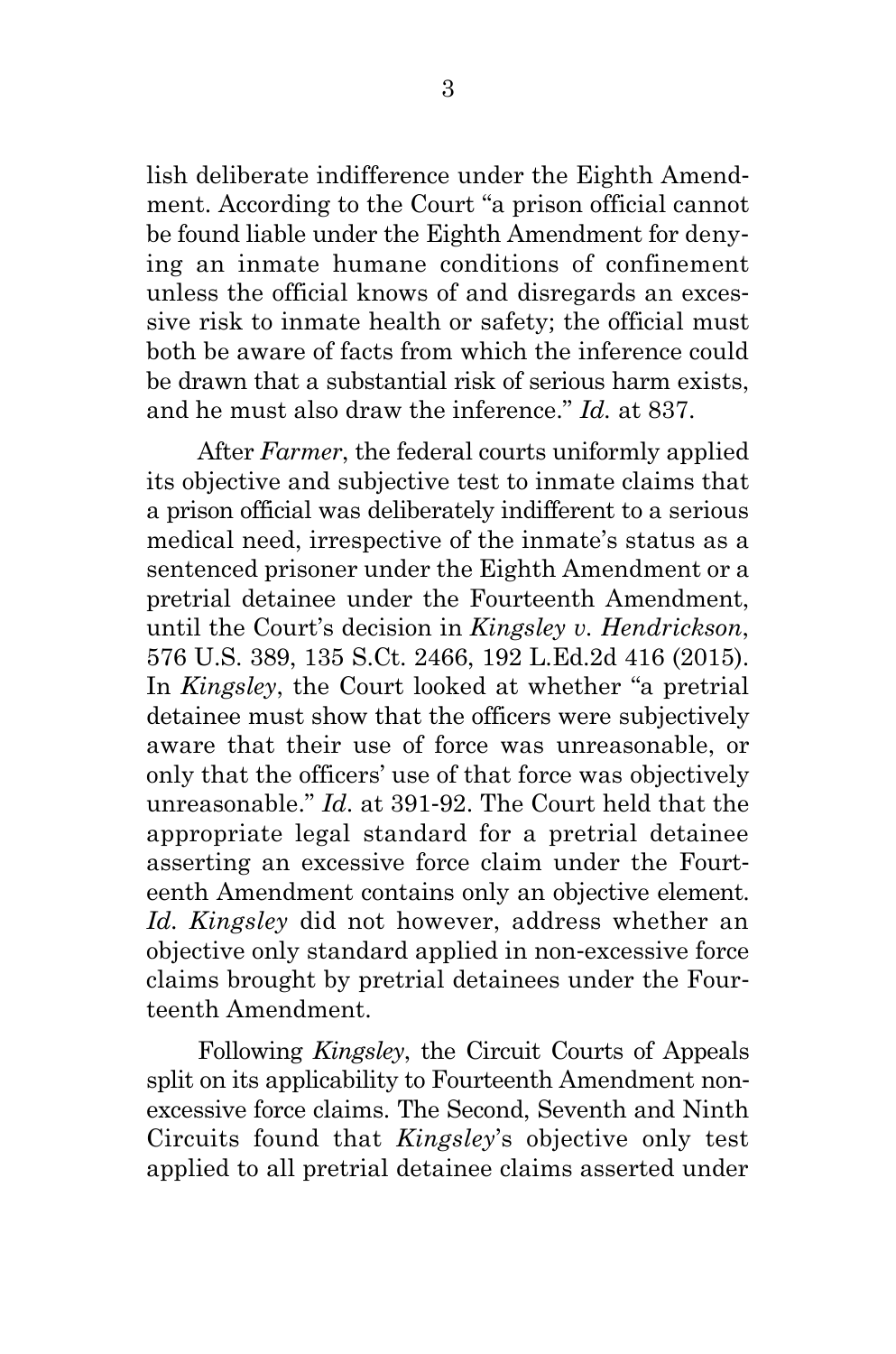lish deliberate indifference under the Eighth Amendment. According to the Court "a prison official cannot be found liable under the Eighth Amendment for denying an inmate humane conditions of confinement unless the official knows of and disregards an excessive risk to inmate health or safety; the official must both be aware of facts from which the inference could be drawn that a substantial risk of serious harm exists, and he must also draw the inference." *Id.* at 837.

After *Farmer*, the federal courts uniformly applied its objective and subjective test to inmate claims that a prison official was deliberately indifferent to a serious medical need, irrespective of the inmate's status as a sentenced prisoner under the Eighth Amendment or a pretrial detainee under the Fourteenth Amendment, until the Court's decision in *Kingsley v. Hendrickson*, 576 U.S. 389, 135 S.Ct. 2466, 192 L.Ed.2d 416 (2015). In *Kingsley*, the Court looked at whether "a pretrial detainee must show that the officers were subjectively aware that their use of force was unreasonable, or only that the officers' use of that force was objectively unreasonable." *Id*. at 391-92. The Court held that the appropriate legal standard for a pretrial detainee asserting an excessive force claim under the Fourteenth Amendment contains only an objective element. *Id*. *Kingsley* did not however, address whether an objective only standard applied in non-excessive force claims brought by pretrial detainees under the Fourteenth Amendment.

Following *Kingsley*, the Circuit Courts of Appeals split on its applicability to Fourteenth Amendment non-excessive force claims. The Second, Seventh and Ninth Circuits found that *Kingsley*'s objective only test applied to all pretrial detainee claims asserted under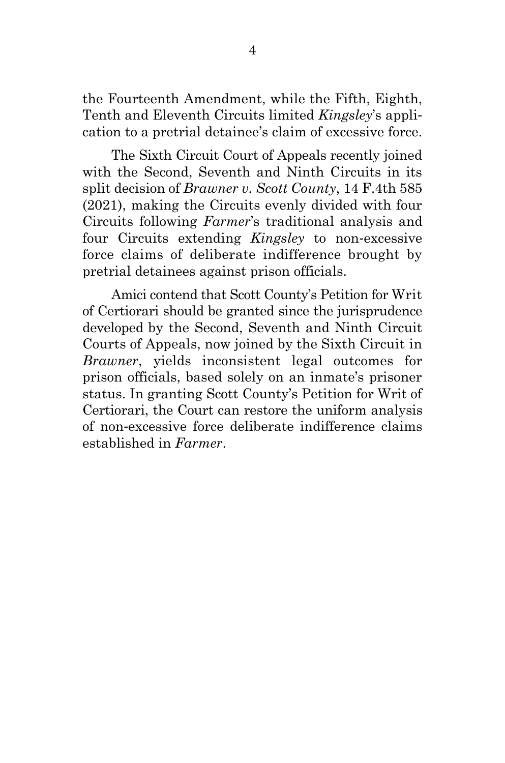the Fourteenth Amendment, while the Fifth, Eighth, Tenth and Eleventh Circuits limited *Kingsley*'s application to a pretrial detainee's claim of excessive force.

The Sixth Circuit Court of Appeals recently joined with the Second, Seventh and Ninth Circuits in its split decision of *Brawner v. Scott County*, 14 F.4th 585 (2021), making the Circuits evenly divided with four Circuits following *Farmer*'s traditional analysis and four Circuits extending *Kingsley* to non-excessive force claims of deliberate indifference brought by pretrial detainees against prison officials.

Amici contend that Scott County's Petition for Writ of Certiorari should be granted since the jurisprudence developed by the Second, Seventh and Ninth Circuit Courts of Appeals, now joined by the Sixth Circuit in *Brawner*, yields inconsistent legal outcomes for prison officials, based solely on an inmate's prisoner status. In granting Scott County's Petition for Writ of Certiorari, the Court can restore the uniform analysis of non-excessive force deliberate indifference claims established in *Farmer*.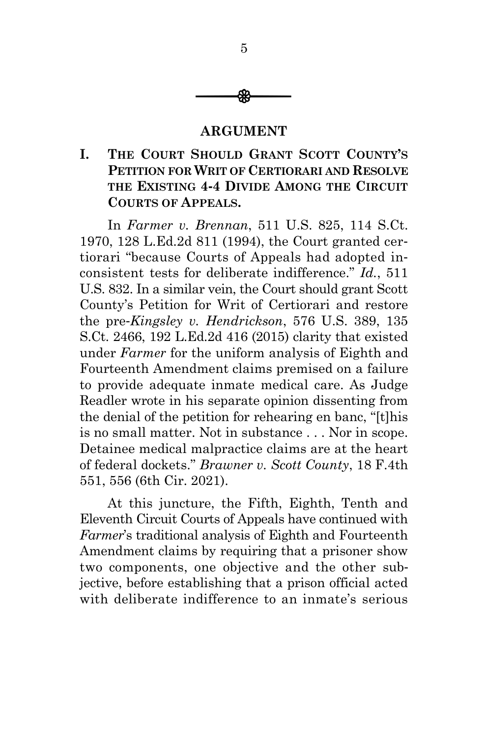## ARGUMENT

### I. THE COURT SHOULD GRANT SCOTT COUNTY'S PETITION FOR WRIT OF CERTIORARI AND RESOLVE THE EXISTING 4-4 DIVIDE AMONG THE CIRCUIT COURTS OF APPEALS.

In *Farmer v. Brennan*, 511 U.S. 825, 114 S.Ct. 1970, 128 L.Ed.2d 811 (1994), the Court granted certiorari "because Courts of Appeals had adopted inconsistent tests for deliberate indifference." *Id.*, 511 U.S. 832. In a similar vein, the Court should grant Scott County's Petition for Writ of Certiorari and restore the pre-*Kingsley v. Hendrickson*, 576 U.S. 389, 135 S.Ct. 2466, 192 L.Ed.2d 416 (2015) clarity that existed under *Farmer* for the uniform analysis of Eighth and Fourteenth Amendment claims premised on a failure to provide adequate inmate medical care. As Judge Readler wrote in his separate opinion dissenting from the denial of the petition for rehearing en banc, "[t]his is no small matter. Not in substance . . . Nor in scope. Detainee medical malpractice claims are at the heart of federal dockets." *Brawner v. Scott County*, 18 F.4th 551, 556 (6th Cir. 2021).

At this juncture, the Fifth, Eighth, Tenth and Eleventh Circuit Courts of Appeals have continued with *Farmer*'s traditional analysis of Eighth and Fourteenth Amendment claims by requiring that a prisoner show two components, one objective and the other subjective, before establishing that a prison official acted with deliberate indifference to an inmate's serious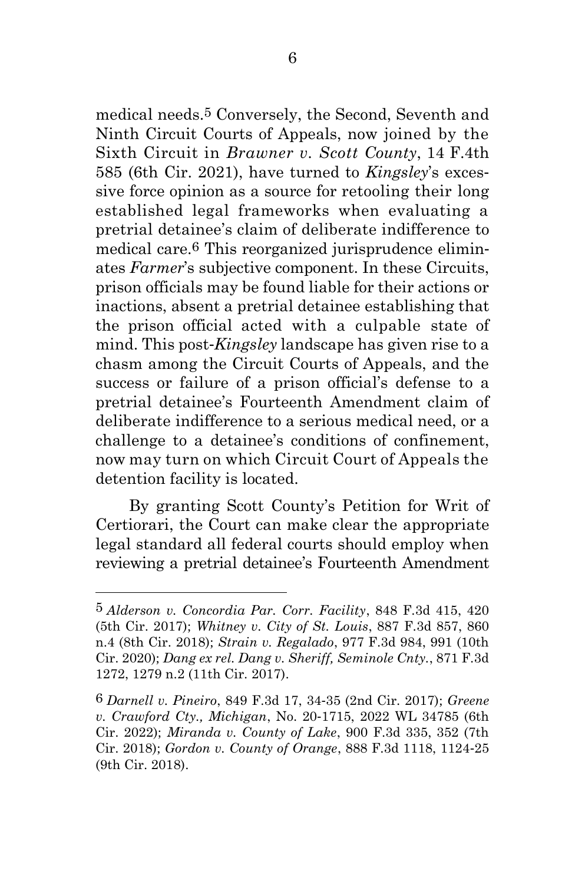medical needs.[5] Conversely, the Second, Seventh and Ninth Circuit Courts of Appeals, now joined by the Sixth Circuit in *Brawner v. Scott County*, 14 F.4th 585 (6th Cir. 2021), have turned to *Kingsley*'s excessive force opinion as a source for retooling their long established legal frameworks when evaluating a pretrial detainee's claim of deliberate indifference to medical care.[6] This reorganized jurisprudence eliminates *Farmer*'s subjective component. In these Circuits, prison officials may be found liable for their actions or inactions, absent a pretrial detainee establishing that the prison official acted with a culpable state of mind. This post-*Kingsley* landscape has given rise to a chasm among the Circuit Courts of Appeals, and the success or failure of a prison official's defense to a pretrial detainee's Fourteenth Amendment claim of deliberate indifference to a serious medical need, or a challenge to a detainee's conditions of confinement, now may turn on which Circuit Court of Appeals the detention facility is located.

By granting Scott County's Petition for Writ of Certiorari, the Court can make clear the appropriate legal standard all federal courts should employ when reviewing a pretrial detainee's Fourteenth Amendment

---

[5] *Alderson v. Concordia Par. Corr. Facility*, 848 F.3d 415, 420 (5th Cir. 2017); *Whitney v. City of St. Louis*, 887 F.3d 857, 860 n.4 (8th Cir. 2018); *Strain v. Regalado*, 977 F.3d 984, 991 (10th Cir. 2020); *Dang ex rel. Dang v. Sheriff, Seminole Cnty.*, 871 F.3d 1272, 1279 n.2 (11th Cir. 2017).

[6] *Darnell v. Pineiro*, 849 F.3d 17, 34-35 (2nd Cir. 2017); *Greene v. Crawford Cty., Michigan*, No. 20-1715, 2022 WL 34785 (6th Cir. 2022); *Miranda v. County of Lake*, 900 F.3d 335, 352 (7th Cir. 2018); *Gordon v. County of Orange*, 888 F.3d 1118, 1124-25 (9th Cir. 2018).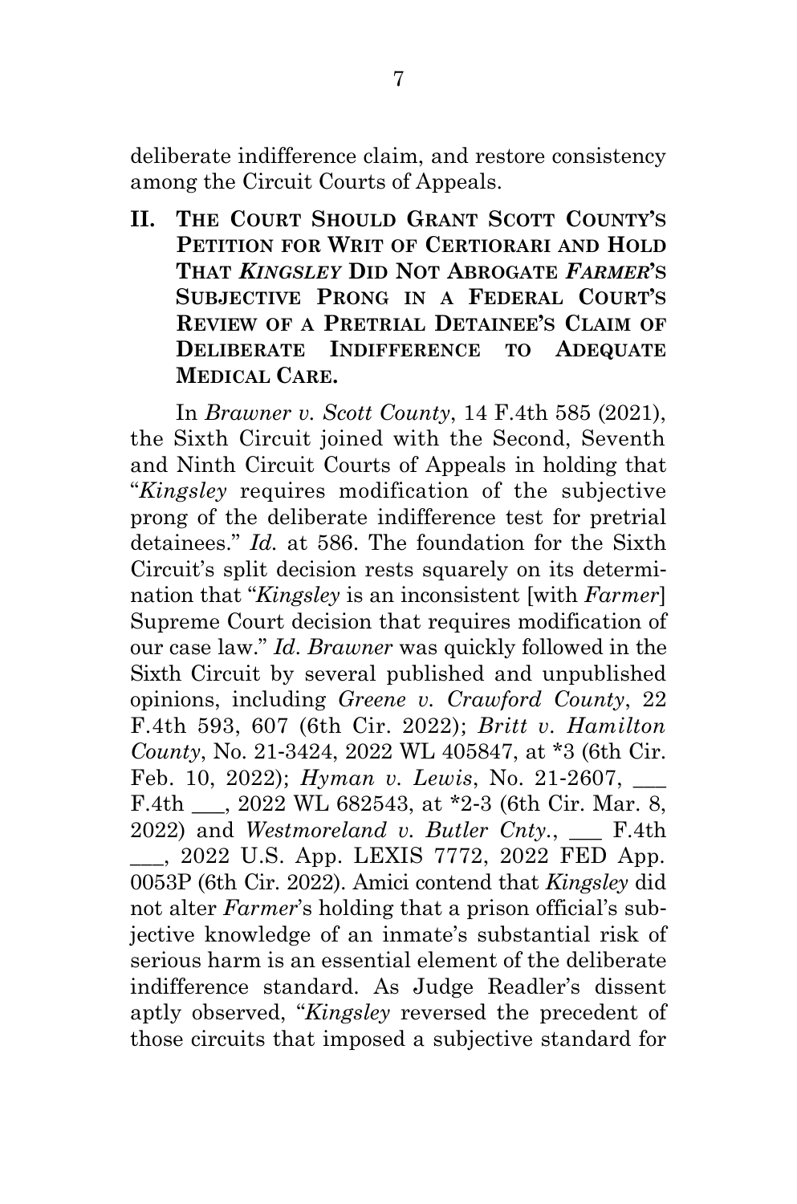deliberate indifference claim, and restore consistency among the Circuit Courts of Appeals.

## II. The Court Should Grant Scott County's Petition for Writ of Certiorari and Hold That *Kingsley* Did Not Abrogate *Farmer*'s Subjective Prong in a Federal Court's Review of a Pretrial Detainee's Claim of Deliberate Indifference to Adequate Medical Care.

In *Brawner v. Scott County*, 14 F.4th 585 (2021), the Sixth Circuit joined with the Second, Seventh and Ninth Circuit Courts of Appeals in holding that "*Kingsley* requires modification of the subjective prong of the deliberate indifference test for pretrial detainees." *Id.* at 586. The foundation for the Sixth Circuit's split decision rests squarely on its determination that "*Kingsley* is an inconsistent [with *Farmer*] Supreme Court decision that requires modification of our case law." *Id*. *Brawner* was quickly followed in the Sixth Circuit by several published and unpublished opinions, including *Greene v. Crawford County*, 22 F.4th 593, 607 (6th Cir. 2022); *Britt v. Hamilton County*, No. 21-3424, 2022 WL 405847, at *3 (6th Cir. Feb. 10, 2022); *Hyman v. Lewis*, No. 21-2607, ___ F.4th ___, 2022 WL 682543, at *2-3 (6th Cir. Mar. 8, 2022) and *Westmoreland v. Butler Cnty.*, ___ F.4th ___, 2022 U.S. App. LEXIS 7772, 2022 FED App. 0053P (6th Cir. 2022). Amici contend that *Kingsley* did not alter *Farmer*'s holding that a prison official's subjective knowledge of an inmate's substantial risk of serious harm is an essential element of the deliberate indifference standard. As Judge Readler's dissent aptly observed, "*Kingsley* reversed the precedent of those circuits that imposed a subjective standard for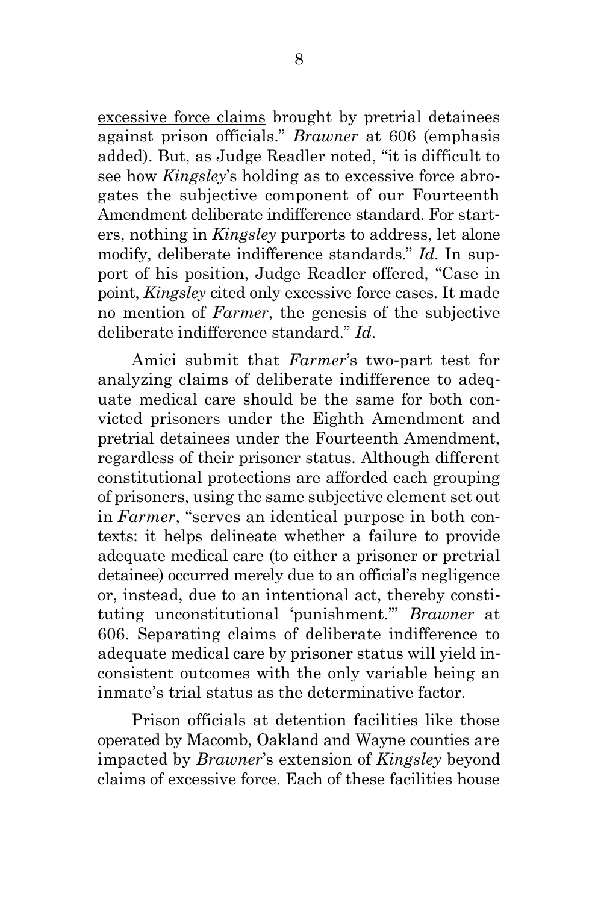excessive force claims brought by pretrial detainees against prison officials." *Brawner* at 606 (emphasis added). But, as Judge Readler noted, "it is difficult to see how *Kingsley*'s holding as to excessive force abrogates the subjective component of our Fourteenth Amendment deliberate indifference standard. For starters, nothing in *Kingsley* purports to address, let alone modify, deliberate indifference standards." *Id*. In support of his position, Judge Readler offered, "Case in point, *Kingsley* cited only excessive force cases. It made no mention of *Farmer*, the genesis of the subjective deliberate indifference standard." *Id*.

Amici submit that *Farmer*'s two-part test for analyzing claims of deliberate indifference to adequate medical care should be the same for both convicted prisoners under the Eighth Amendment and pretrial detainees under the Fourteenth Amendment, regardless of their prisoner status. Although different constitutional protections are afforded each grouping of prisoners, using the same subjective element set out in *Farmer*, "serves an identical purpose in both contexts: it helps delineate whether a failure to provide adequate medical care (to either a prisoner or pretrial detainee) occurred merely due to an official's negligence or, instead, due to an intentional act, thereby constituting unconstitutional 'punishment.'" *Brawner* at 606. Separating claims of deliberate indifference to adequate medical care by prisoner status will yield inconsistent outcomes with the only variable being an inmate's trial status as the determinative factor.

Prison officials at detention facilities like those operated by Macomb, Oakland and Wayne counties are impacted by *Brawner*'s extension of *Kingsley* beyond claims of excessive force. Each of these facilities house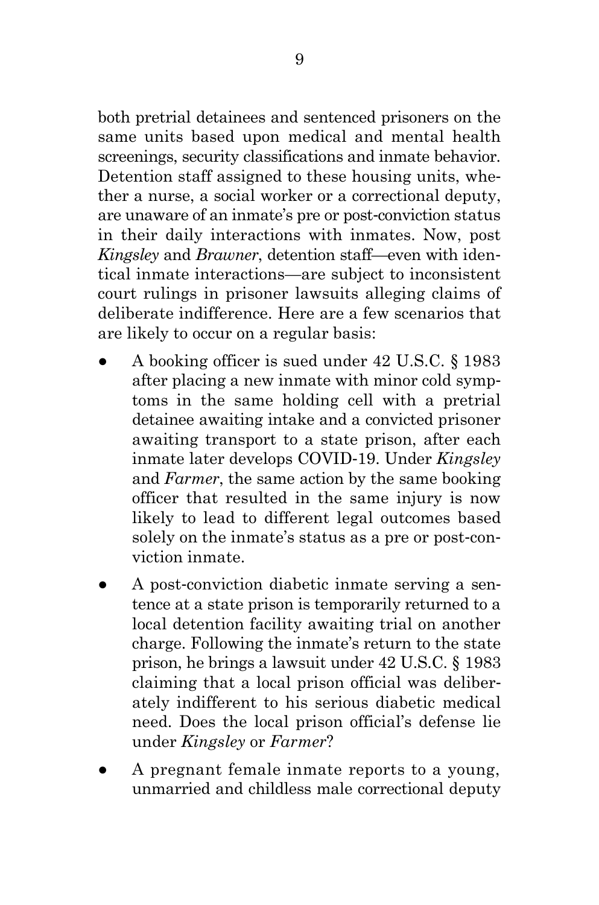both pretrial detainees and sentenced prisoners on the same units based upon medical and mental health screenings, security classifications and inmate behavior. Detention staff assigned to these housing units, whether a nurse, a social worker or a correctional deputy, are unaware of an inmate's pre or post-conviction status in their daily interactions with inmates. Now, post *Kingsley* and *Brawner*, detention staff—even with identical inmate interactions—are subject to inconsistent court rulings in prisoner lawsuits alleging claims of deliberate indifference. Here are a few scenarios that are likely to occur on a regular basis:

- A booking officer is sued under 42 U.S.C. § 1983 after placing a new inmate with minor cold symptoms in the same holding cell with a pretrial detainee awaiting intake and a convicted prisoner awaiting transport to a state prison, after each inmate later develops COVID-19. Under *Kingsley* and *Farmer*, the same action by the same booking officer that resulted in the same injury is now likely to lead to different legal outcomes based solely on the inmate's status as a pre or post-conviction inmate.
- A post-conviction diabetic inmate serving a sentence at a state prison is temporarily returned to a local detention facility awaiting trial on another charge. Following the inmate's return to the state prison, he brings a lawsuit under 42 U.S.C. § 1983 claiming that a local prison official was deliberately indifferent to his serious diabetic medical need. Does the local prison official's defense lie under *Kingsley* or *Farmer*?
- A pregnant female inmate reports to a young, unmarried and childless male correctional deputy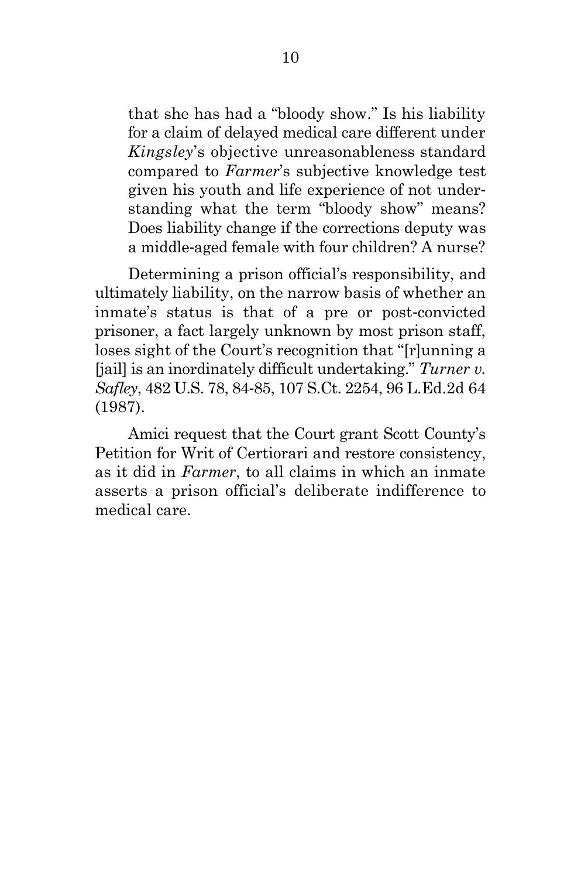> that she has had a "bloody show." Is his liability for a claim of delayed medical care different under *Kingsley*'s objective unreasonableness standard compared to *Farmer*'s subjective knowledge test given his youth and life experience of not understanding what the term "bloody show" means? Does liability change if the corrections deputy was a middle-aged female with four children? A nurse?

Determining a prison official's responsibility, and ultimately liability, on the narrow basis of whether an inmate's status is that of a pre or post-convicted prisoner, a fact largely unknown by most prison staff, loses sight of the Court's recognition that "[r]unning a [jail] is an inordinately difficult undertaking." *Turner v. Safley*, 482 U.S. 78, 84-85, 107 S.Ct. 2254, 96 L.Ed.2d 64 (1987).

Amici request that the Court grant Scott County's Petition for Writ of Certiorari and restore consistency, as it did in *Farmer*, to all claims in which an inmate asserts a prison official's deliberate indifference to medical care.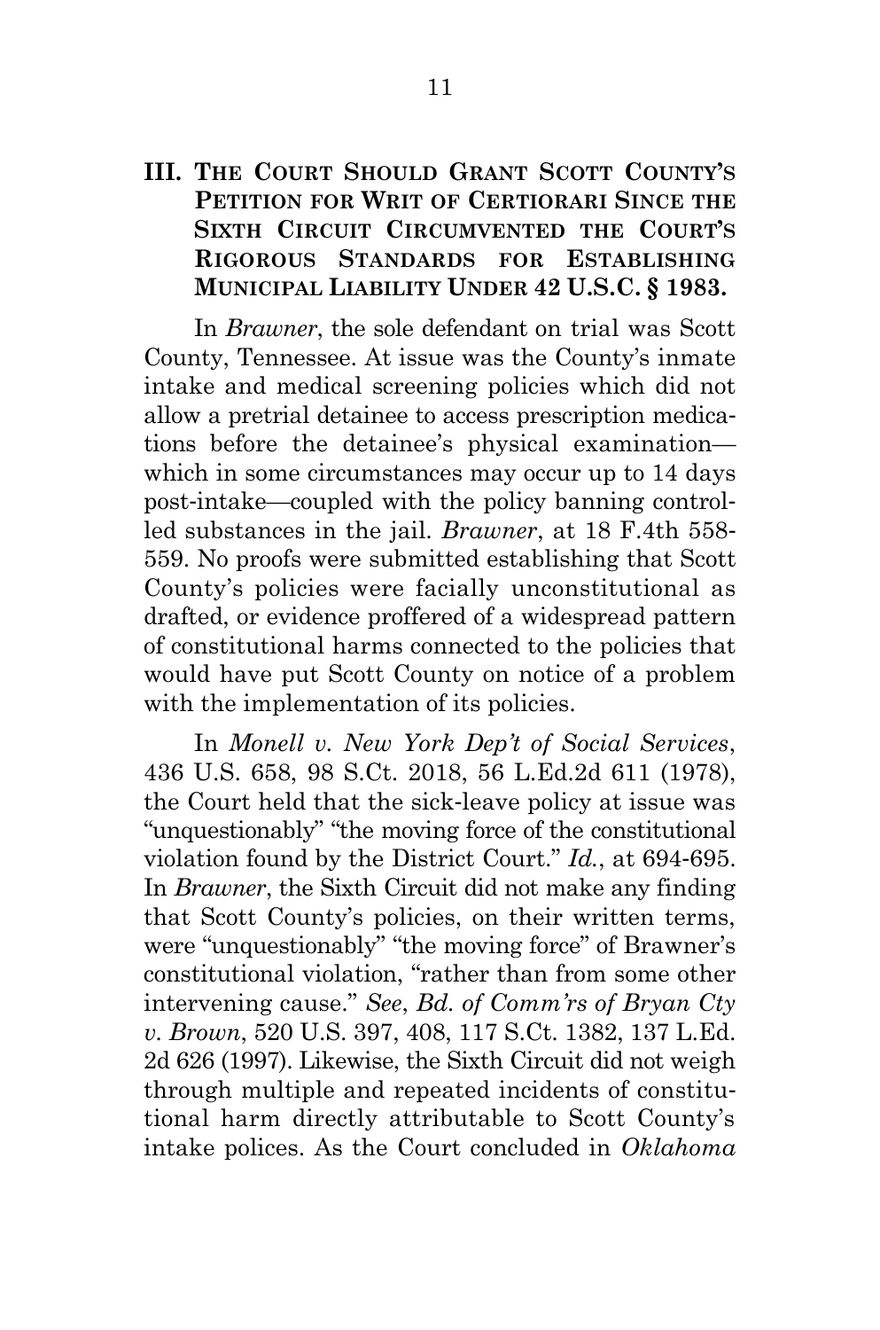## III. THE COURT SHOULD GRANT SCOTT COUNTY'S PETITION FOR WRIT OF CERTIORARI SINCE THE SIXTH CIRCUIT CIRCUMVENTED THE COURT'S RIGOROUS STANDARDS FOR ESTABLISHING MUNICIPAL LIABILITY UNDER 42 U.S.C. § 1983.

In *Brawner*, the sole defendant on trial was Scott County, Tennessee. At issue was the County's inmate intake and medical screening policies which did not allow a pretrial detainee to access prescription medications before the detainee's physical examination—which in some circumstances may occur up to 14 days post-intake—coupled with the policy banning controlled substances in the jail. *Brawner*, at 18 F.4th 558-559. No proofs were submitted establishing that Scott County's policies were facially unconstitutional as drafted, or evidence proffered of a widespread pattern of constitutional harms connected to the policies that would have put Scott County on notice of a problem with the implementation of its policies.

In *Monell v. New York Dep't of Social Services*, 436 U.S. 658, 98 S.Ct. 2018, 56 L.Ed.2d 611 (1978), the Court held that the sick-leave policy at issue was "unquestionably" "the moving force of the constitutional violation found by the District Court." *Id.*, at 694-695. In *Brawner*, the Sixth Circuit did not make any finding that Scott County's policies, on their written terms, were "unquestionably" "the moving force" of Brawner's constitutional violation, "rather than from some other intervening cause." *See*, *Bd. of Comm'rs of Bryan Cty v. Brown*, 520 U.S. 397, 408, 117 S.Ct. 1382, 137 L.Ed. 2d 626 (1997). Likewise, the Sixth Circuit did not weigh through multiple and repeated incidents of constitutional harm directly attributable to Scott County's intake polices. As the Court concluded in *Oklahoma*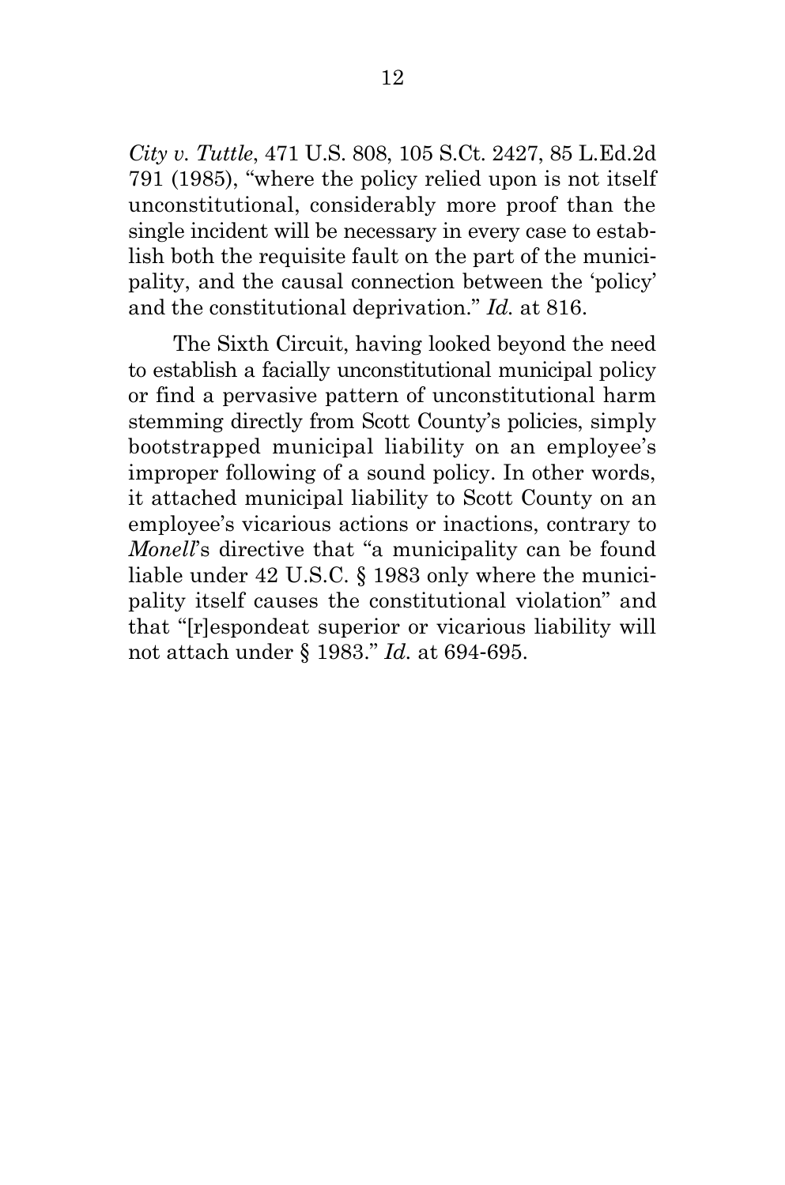*City v. Tuttle*, 471 U.S. 808, 105 S.Ct. 2427, 85 L.Ed.2d 791 (1985), "where the policy relied upon is not itself unconstitutional, considerably more proof than the single incident will be necessary in every case to establish both the requisite fault on the part of the municipality, and the causal connection between the 'policy' and the constitutional deprivation." *Id.* at 816.

The Sixth Circuit, having looked beyond the need to establish a facially unconstitutional municipal policy or find a pervasive pattern of unconstitutional harm stemming directly from Scott County's policies, simply bootstrapped municipal liability on an employee's improper following of a sound policy. In other words, it attached municipal liability to Scott County on an employee's vicarious actions or inactions, contrary to *Monell*'s directive that "a municipality can be found liable under 42 U.S.C. § 1983 only where the municipality itself causes the constitutional violation" and that "[r]espondeat superior or vicarious liability will not attach under § 1983." *Id.* at 694-695.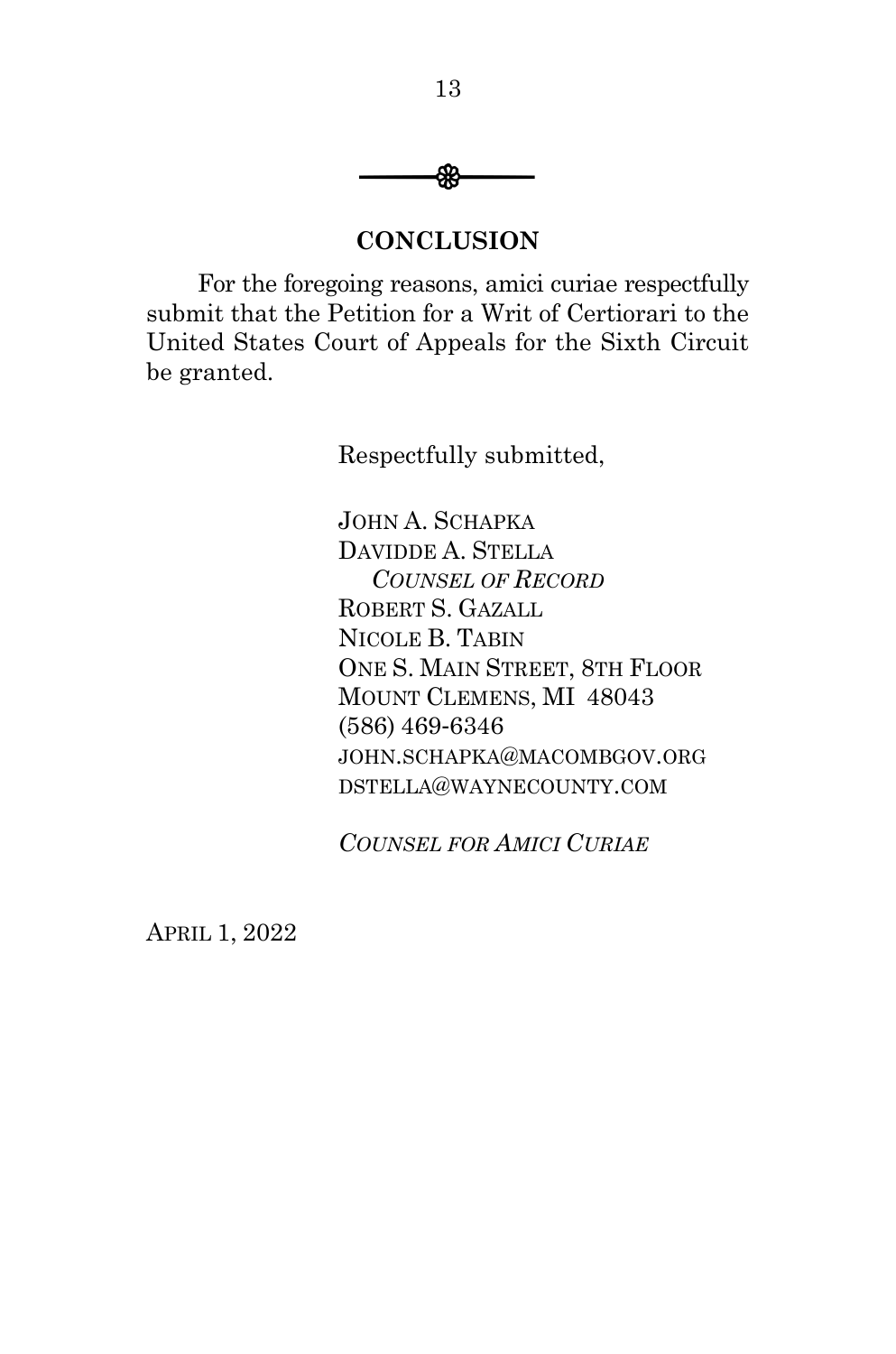## CONCLUSION

For the foregoing reasons, amici curiae respectfully submit that the Petition for a Writ of Certiorari to the United States Court of Appeals for the Sixth Circuit be granted.

Respectfully submitted,

JOHN A. SCHAPKA
DAVIDDE A. STELLA
*COUNSEL OF RECORD*
ROBERT S. GAZALL
NICOLE B. TABIN
ONE S. MAIN STREET, 8TH FLOOR
MOUNT CLEMENS, MI 48043
(586) 469-6346
JOHN.SCHAPKA@MACOMBGOV.ORG
DSTELLA@WAYNECOUNTY.COM

*COUNSEL FOR AMICI CURIAE*

APRIL 1, 2022